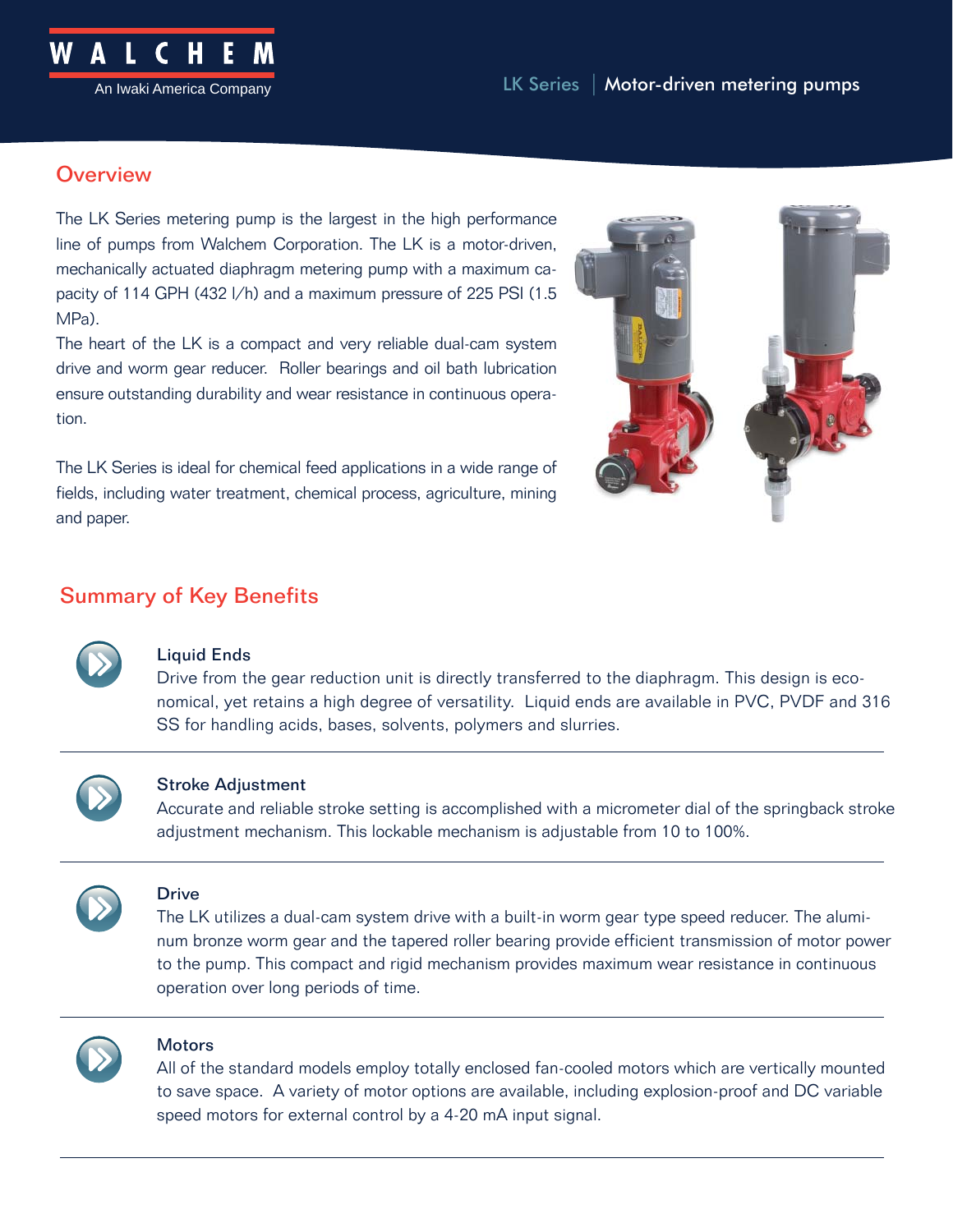# LK Series | Motor-driven metering pumps

## Overview

The LK Series metering pump is the largest in the high performance line of pumps from Walchem Corporation. The LK is a motor-driven, mechanically actuated diaphragm metering pump with a maximum capacity of 114 GPH (432 l/h) and a maximum pressure of 225 PSI (1.5 MPa).

The heart of the LK is a compact and very reliable dual-cam system drive and worm gear reducer. Roller bearings and oil bath lubrication ensure outstanding durability and wear resistance in continuous operation.

The LK Series is ideal for chemical feed applications in a wide range of fields, including water treatment, chemical process, agriculture, mining and paper.

## Summary of Key Benefits

### Liquid Ends

Drive from the gear reduction unit is directly transferred to the diaphragm. This design is economical, yet retains a high degree of versatility. Liquid ends are available in PVC, PVDF and 316 SS for handling acids, bases, solvents, polymers and slurries.

### Stroke Adjustment

Accurate and reliable stroke setting is accomplished with a micrometer dial of the springback stroke adjustment mechanism. This lockable mechanism is adjustable from 10 to 100%.

### Drive

The LK utilizes a dual-cam system drive with a built-in worm gear type speed reducer. The aluminum bronze worm gear and the tapered roller bearing provide efficient transmission of motor power to the pump. This compact and rigid mechanism provides maximum wear resistance in continuous operation over long periods of time.

### Motors

All of the standard models employ totally enclosed fan-cooled motors which are vertically mounted to save space. A variety of motor options are available, including explosion-proof and DC variable speed motors for external control by a 4-20 mA input signal.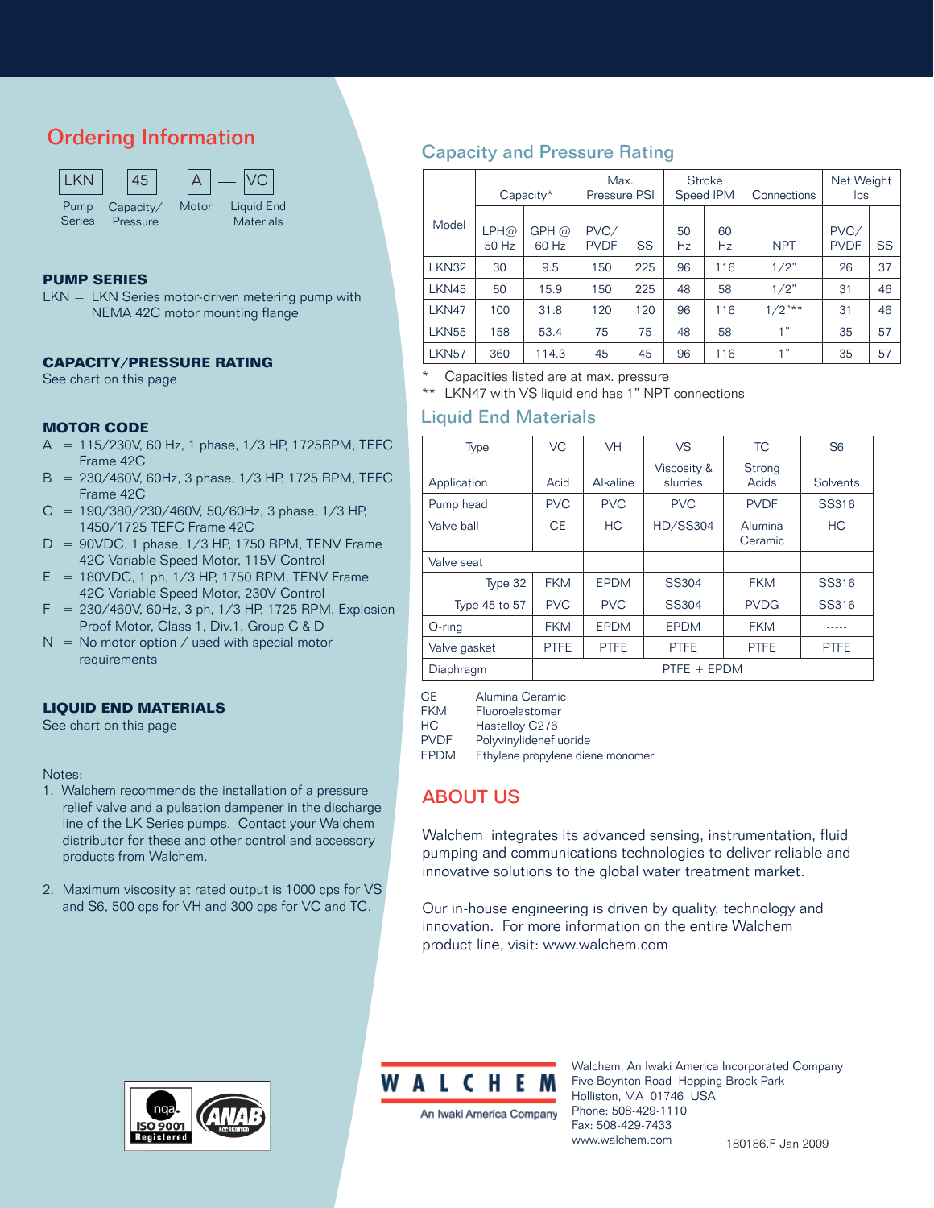## Ordering Information

| LKN | 45 | A | — | VC |
|---|---|---|---|---|
| Pump Series | Capacity/ Pressure | Motor | | Liquid End Materials |

### PUMP SERIES

LKN = LKN Series motor-driven metering pump with NEMA 42C motor mounting flange

### CAPACITY/PRESSURE RATING

See chart on this page

### MOTOR CODE

- A = 115/230V, 60 Hz, 1 phase, 1/3 HP, 1725RPM, TEFC Frame 42C
- B = 230/460V, 60Hz, 3 phase, 1/3 HP, 1725 RPM, TEFC Frame 42C
- C = 190/380/230/460V, 50/60Hz, 3 phase, 1/3 HP, 1450/1725 TEFC Frame 42C
- D = 90VDC, 1 phase, 1/3 HP, 1750 RPM, TENV Frame 42C Variable Speed Motor, 115V Control
- E = 180VDC, 1 ph, 1/3 HP, 1750 RPM, TENV Frame 42C Variable Speed Motor, 230V Control
- F = 230/460V, 60Hz, 3 ph, 1/3 HP, 1725 RPM, Explosion Proof Motor, Class 1, Div.1, Group C & D
- N = No motor option / used with special motor requirements

### LIQUID END MATERIALS

See chart on this page

Notes:

1. Walchem recommends the installation of a pressure relief valve and a pulsation dampener in the discharge line of the LK Series pumps. Contact your Walchem distributor for these and other control and accessory products from Walchem.
2. Maximum viscosity at rated output is 1000 cps for VS and S6, 500 cps for VH and 300 cps for VC and TC.

## Capacity and Pressure Rating

| Model | Capacity* | | Max. Pressure PSI | | Stroke Speed IPM | | Connections | Net Weight lbs | |
|---|---|---|---|---|---|---|---|---|---|
| | LPH@ 50 Hz | GPH @ 60 Hz | PVC/ PVDF | SS | 50 Hz | 60 Hz | NPT | PVC/ PVDF | SS |
| LKN32 | 30 | 9.5 | 150 | 225 | 96 | 116 | 1/2" | 26 | 37 |
| LKN45 | 50 | 15.9 | 150 | 225 | 48 | 58 | 1/2" | 31 | 46 |
| LKN47 | 100 | 31.8 | 120 | 120 | 96 | 116 | 1/2"** | 31 | 46 |
| LKN55 | 158 | 53.4 | 75 | 75 | 48 | 58 | 1" | 35 | 57 |
| LKN57 | 360 | 114.3 | 45 | 45 | 96 | 116 | 1" | 35 | 57 |

\* Capacities listed are at max. pressure

** LKN47 with VS liquid end has 1" NPT connections

## Liquid End Materials

| Type | VC | VH | VS | TC | S6 |
|---|---|---|---|---|---|
| Application | Acid | Alkaline | Viscosity & slurries | Strong Acids | Solvents |
| Pump head | PVC | PVC | PVC | PVDF | SS316 |
| Valve ball | CE | HC | HD/SS304 | Alumina Ceramic | HC |
| Valve seat | | | | | |
| Type 32 | FKM | EPDM | SS304 | FKM | SS316 |
| Type 45 to 57 | PVC | PVC | SS304 | PVDG | SS316 |
| O-ring | FKM | EPDM | EPDM | FKM | ----- |
| Valve gasket | PTFE | PTFE | PTFE | PTFE | PTFE |
| Diaphragm | PTFE + EPDM | | | | |

- CE Alumina Ceramic
- FKM Fluoroelastomer
- HC Hastelloy C276
- PVDF Polyvinylidenefluoride
- EPDM Ethylene propylene diene monomer

## ABOUT US

Walchem integrates its advanced sensing, instrumentation, fluid pumping and communications technologies to deliver reliable and innovative solutions to the global water treatment market.

Our in-house engineering is driven by quality, technology and innovation. For more information on the entire Walchem product line, visit: www.walchem.com

ISO 9001 Registered · ANAB Accredited

WALCHEM
An Iwaki America Company

Walchem, An Iwaki America Incorporated Company
Five Boynton Road Hopping Brook Park
Holliston, MA 01746 USA
Phone: 508-429-1110
Fax: 508-429-7433
www.walchem.com

180186.F Jan 2009